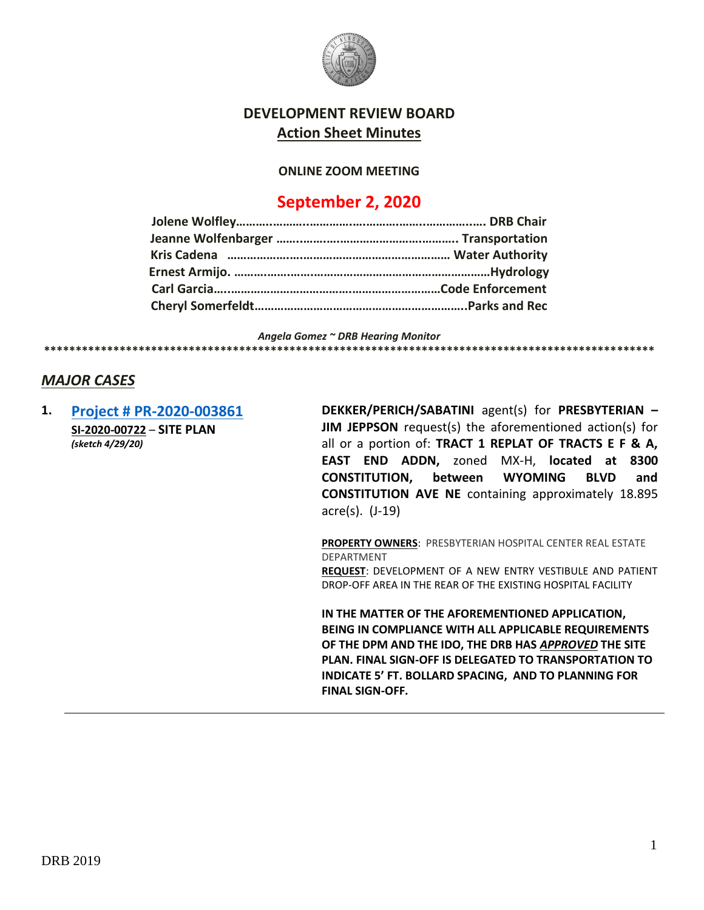# DEVELOPMENT REVIEW BOARD

## Action Sheet Minutes

**ONLINE ZOOM MEETING**

## September 2, 2020

**Jolene Wolfley……………………………………………………………… DRB Chair**
**Jeanne Wolfenbarger ……………………………………………….. Transportation**
**Kris Cadena ……………………………………………………… Water Authority**
**Ernest Armijo. ………………………………………………………………Hydrology**
**Carl Garcia……………………………………………………………Code Enforcement**
**Cheryl Somerfeldt…………………………………………………….Parks and Rec**

*Angela Gomez ~ DRB Hearing Monitor*

****************************************************************************************************

## *MAJOR CASES*

**1. Project # PR-2020-003861**
**SI-2020-00722 – SITE PLAN**
***(sketch 4/29/20)***

**DEKKER/PERICH/SABATINI** agent(s) for **PRESBYTERIAN – JIM JEPPSON** request(s) the aforementioned action(s) for all or a portion of: **TRACT 1 REPLAT OF TRACTS E F & A, EAST END ADDN,** zoned MX-H, **located at 8300 CONSTITUTION, between WYOMING BLVD and CONSTITUTION AVE NE** containing approximately 18.895 acre(s). (J-19)

**PROPERTY OWNERS**: PRESBYTERIAN HOSPITAL CENTER REAL ESTATE DEPARTMENT
**REQUEST**: DEVELOPMENT OF A NEW ENTRY VESTIBULE AND PATIENT DROP-OFF AREA IN THE REAR OF THE EXISTING HOSPITAL FACILITY

**IN THE MATTER OF THE AFOREMENTIONED APPLICATION, BEING IN COMPLIANCE WITH ALL APPLICABLE REQUIREMENTS OF THE DPM AND THE IDO, THE DRB HAS *APPROVED* THE SITE PLAN. FINAL SIGN-OFF IS DELEGATED TO TRANSPORTATION TO INDICATE 5' FT. BOLLARD SPACING, AND TO PLANNING FOR FINAL SIGN-OFF.**

DRB 2019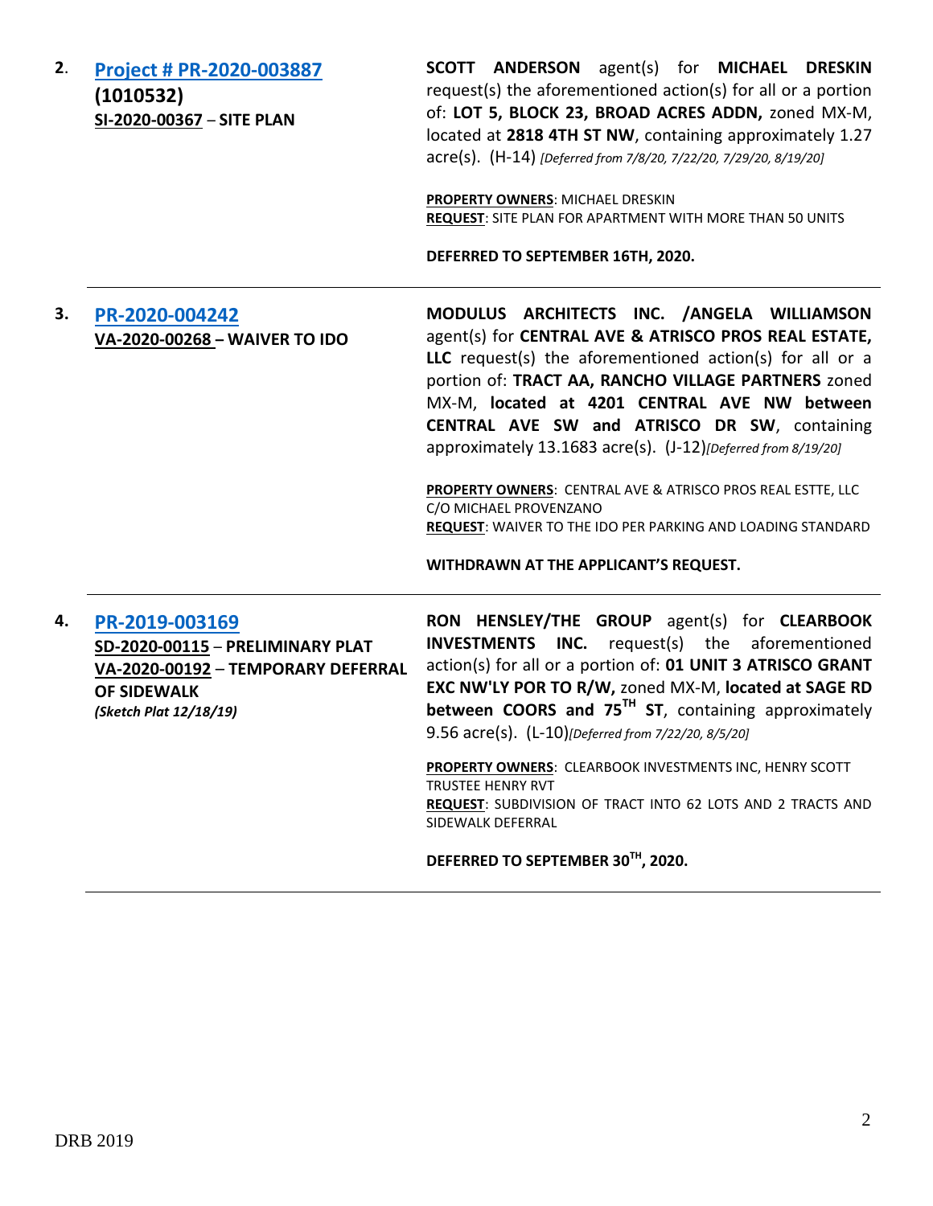**2. [Project # PR-2020-003887](#)**
**(1010532)**
**SI-2020-00367 – SITE PLAN**

**SCOTT ANDERSON** agent(s) for **MICHAEL DRESKIN** request(s) the aforementioned action(s) for all or a portion of: **LOT 5, BLOCK 23, BROAD ACRES ADDN,** zoned MX-M, located at **2818 4TH ST NW**, containing approximately 1.27 acre(s). (H-14) *[Deferred from 7/8/20, 7/22/20, 7/29/20, 8/19/20]*

**PROPERTY OWNERS**: MICHAEL DRESKIN
**REQUEST**: SITE PLAN FOR APARTMENT WITH MORE THAN 50 UNITS

**DEFERRED TO SEPTEMBER 16TH, 2020.**

---

**3. [PR-2020-004242](#)**
**VA-2020-00268 – WAIVER TO IDO**

**MODULUS ARCHITECTS INC. /ANGELA WILLIAMSON** agent(s) for **CENTRAL AVE & ATRISCO PROS REAL ESTATE, LLC** request(s) the aforementioned action(s) for all or a portion of: **TRACT AA, RANCHO VILLAGE PARTNERS** zoned MX-M, **located at 4201 CENTRAL AVE NW between CENTRAL AVE SW and ATRISCO DR SW**, containing approximately 13.1683 acre(s). (J-12)*[Deferred from 8/19/20]*

**PROPERTY OWNERS**: CENTRAL AVE & ATRISCO PROS REAL ESTTE, LLC C/O MICHAEL PROVENZANO
**REQUEST**: WAIVER TO THE IDO PER PARKING AND LOADING STANDARD

**WITHDRAWN AT THE APPLICANT'S REQUEST.**

---

**4. [PR-2019-003169](#)**
**SD-2020-00115 – PRELIMINARY PLAT**
**VA-2020-00192 – TEMPORARY DEFERRAL OF SIDEWALK**
***(Sketch Plat 12/18/19)***

**RON HENSLEY/THE GROUP** agent(s) for **CLEARBOOK INVESTMENTS INC.** request(s) the aforementioned action(s) for all or a portion of: **01 UNIT 3 ATRISCO GRANT EXC NW'LY POR TO R/W,** zoned MX-M, **located at SAGE RD between COORS and 75TH ST**, containing approximately 9.56 acre(s). (L-10)*[Deferred from 7/22/20, 8/5/20]*

**PROPERTY OWNERS**: CLEARBOOK INVESTMENTS INC, HENRY SCOTT TRUSTEE HENRY RVT
**REQUEST**: SUBDIVISION OF TRACT INTO 62 LOTS AND 2 TRACTS AND SIDEWALK DEFERRAL

**DEFERRED TO SEPTEMBER 30TH, 2020.**

---

DRB 2019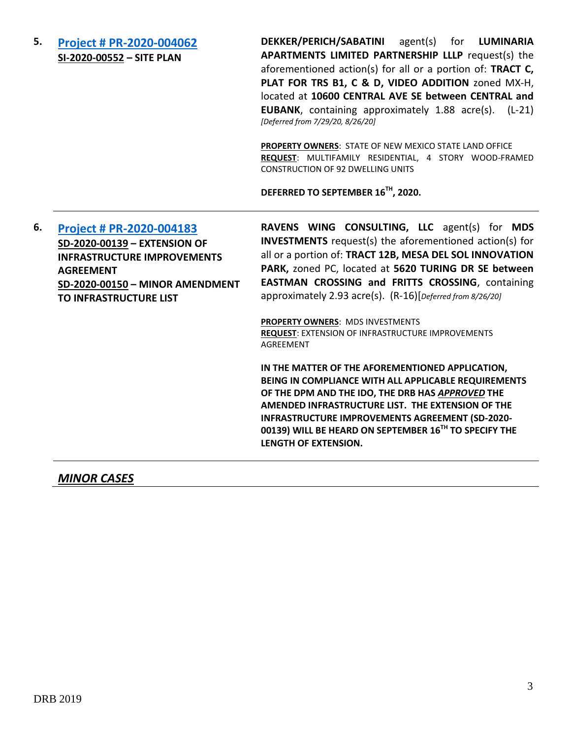**5.** **[Project # PR-2020-004062](#)**
**SI-2020-00552 – SITE PLAN**

**DEKKER/PERICH/SABATINI** agent(s) for **LUMINARIA APARTMENTS LIMITED PARTNERSHIP LLLP** request(s) the aforementioned action(s) for all or a portion of: **TRACT C, PLAT FOR TRS B1, C & D, VIDEO ADDITION** zoned MX-H, located at **10600 CENTRAL AVE SE between CENTRAL and EUBANK**, containing approximately 1.88 acre(s). (L-21) *[Deferred from 7/29/20, 8/26/20]*

**PROPERTY OWNERS**: STATE OF NEW MEXICO STATE LAND OFFICE
**REQUEST**: MULTIFAMILY RESIDENTIAL, 4 STORY WOOD-FRAMED CONSTRUCTION OF 92 DWELLING UNITS

**DEFERRED TO SEPTEMBER 16TH, 2020.**

---

**6.** **[Project # PR-2020-004183](#)**
**SD-2020-00139 – EXTENSION OF INFRASTRUCTURE IMPROVEMENTS AGREEMENT**
**SD-2020-00150 – MINOR AMENDMENT TO INFRASTRUCTURE LIST**

**RAVENS WING CONSULTING, LLC** agent(s) for **MDS INVESTMENTS** request(s) the aforementioned action(s) for all or a portion of: **TRACT 12B, MESA DEL SOL INNOVATION PARK,** zoned PC, located at **5620 TURING DR SE between EASTMAN CROSSING and FRITTS CROSSING**, containing approximately 2.93 acre(s). (R-16)*[Deferred from 8/26/20]*

**PROPERTY OWNERS**: MDS INVESTMENTS
**REQUEST**: EXTENSION OF INFRASTRUCTURE IMPROVEMENTS AGREEMENT

**IN THE MATTER OF THE AFOREMENTIONED APPLICATION, BEING IN COMPLIANCE WITH ALL APPLICABLE REQUIREMENTS OF THE DPM AND THE IDO, THE DRB HAS *APPROVED* THE AMENDED INFRASTRUCTURE LIST. THE EXTENSION OF THE INFRASTRUCTURE IMPROVEMENTS AGREEMENT (SD-2020-00139) WILL BE HEARD ON SEPTEMBER 16TH TO SPECIFY THE LENGTH OF EXTENSION.**

---

## *MINOR CASES*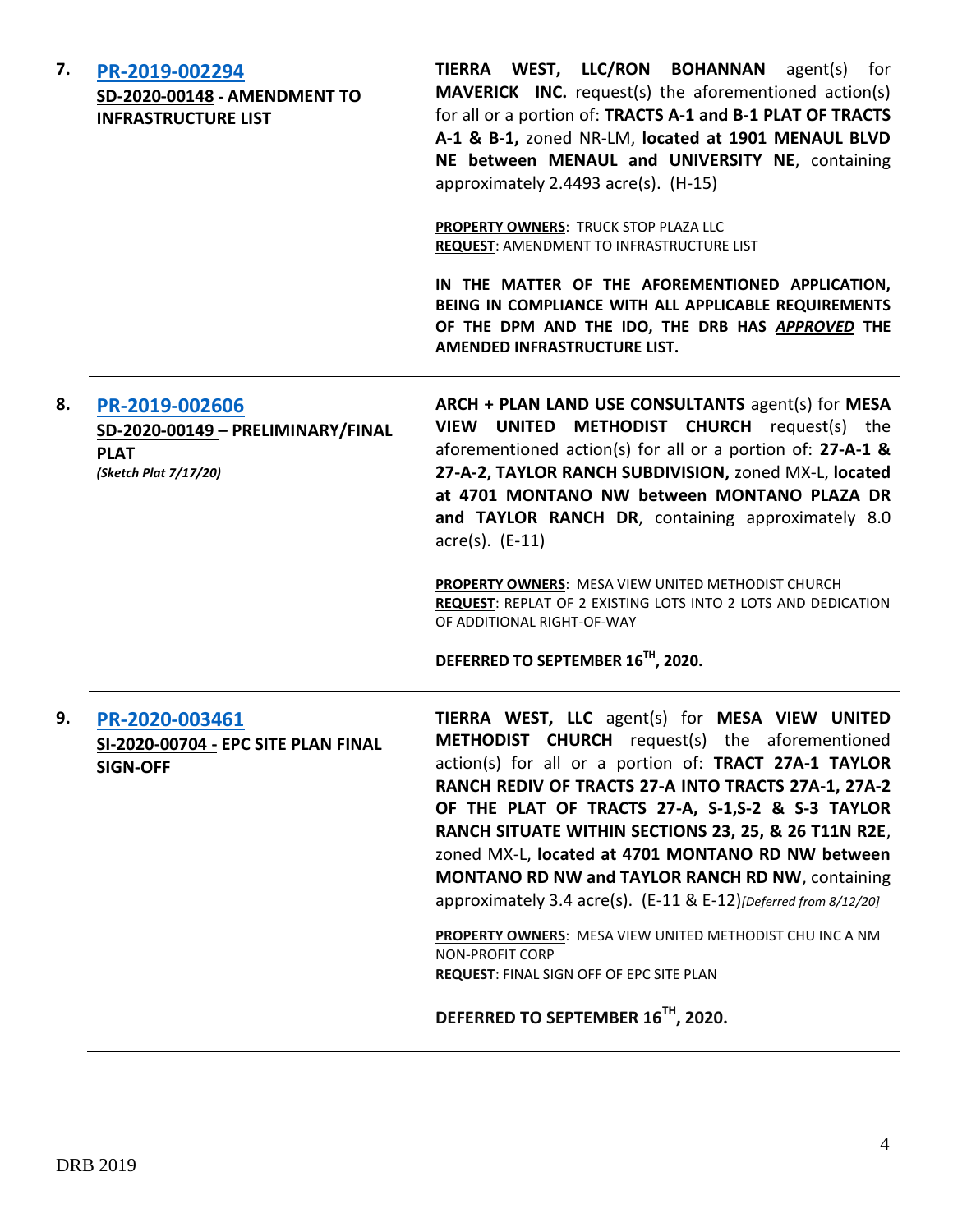**7.** **[PR-2019-002294](PR-2019-002294)**
**SD-2020-00148 - AMENDMENT TO INFRASTRUCTURE LIST**

**TIERRA WEST, LLC/RON BOHANNAN** agent(s) for **MAVERICK INC.** request(s) the aforementioned action(s) for all or a portion of: **TRACTS A-1 and B-1 PLAT OF TRACTS A-1 & B-1,** zoned NR-LM, **located at 1901 MENAUL BLVD NE between MENAUL and UNIVERSITY NE**, containing approximately 2.4493 acre(s). (H-15)

**PROPERTY OWNERS**: TRUCK STOP PLAZA LLC
**REQUEST**: AMENDMENT TO INFRASTRUCTURE LIST

**IN THE MATTER OF THE AFOREMENTIONED APPLICATION, BEING IN COMPLIANCE WITH ALL APPLICABLE REQUIREMENTS OF THE DPM AND THE IDO, THE DRB HAS *APPROVED* THE AMENDED INFRASTRUCTURE LIST.**

---

**8.** **[PR-2019-002606](PR-2019-002606)**
**SD-2020-00149 – PRELIMINARY/FINAL PLAT**
***(Sketch Plat 7/17/20)***

**ARCH + PLAN LAND USE CONSULTANTS** agent(s) for **MESA VIEW UNITED METHODIST CHURCH** request(s) the aforementioned action(s) for all or a portion of: **27-A-1 & 27-A-2, TAYLOR RANCH SUBDIVISION,** zoned MX-L, **located at 4701 MONTANO NW between MONTANO PLAZA DR and TAYLOR RANCH DR**, containing approximately 8.0 acre(s). (E-11)

**PROPERTY OWNERS**: MESA VIEW UNITED METHODIST CHURCH
**REQUEST**: REPLAT OF 2 EXISTING LOTS INTO 2 LOTS AND DEDICATION OF ADDITIONAL RIGHT-OF-WAY

**DEFERRED TO SEPTEMBER 16TH, 2020.**

---

**9.** **[PR-2020-003461](PR-2020-003461)**
**SI-2020-00704 - EPC SITE PLAN FINAL SIGN-OFF**

**TIERRA WEST, LLC** agent(s) for **MESA VIEW UNITED METHODIST CHURCH** request(s) the aforementioned action(s) for all or a portion of: **TRACT 27A-1 TAYLOR RANCH REDIV OF TRACTS 27-A INTO TRACTS 27A-1, 27A-2 OF THE PLAT OF TRACTS 27-A, S-1,S-2 & S-3 TAYLOR RANCH SITUATE WITHIN SECTIONS 23, 25, & 26 T11N R2E**, zoned MX-L, **located at 4701 MONTANO RD NW between MONTANO RD NW and TAYLOR RANCH RD NW**, containing approximately 3.4 acre(s). (E-11 & E-12)*[Deferred from 8/12/20]*

**PROPERTY OWNERS**: MESA VIEW UNITED METHODIST CHU INC A NM NON-PROFIT CORP
**REQUEST**: FINAL SIGN OFF OF EPC SITE PLAN

**DEFERRED TO SEPTEMBER 16TH, 2020.**

---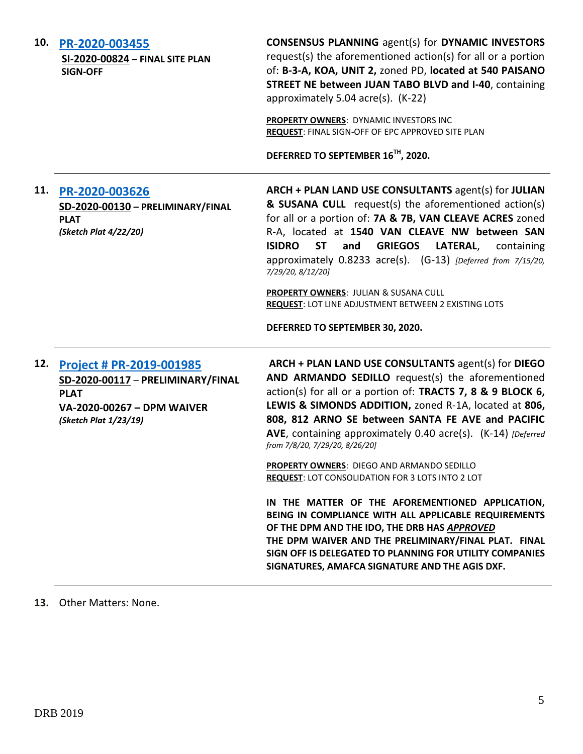**10. PR-2020-003455**
**SI-2020-00824 – FINAL SITE PLAN SIGN-OFF**

**CONSENSUS PLANNING** agent(s) for **DYNAMIC INVESTORS** request(s) the aforementioned action(s) for all or a portion of: **B-3-A, KOA, UNIT 2,** zoned PD, **located at 540 PAISANO STREET NE between JUAN TABO BLVD and I-40**, containing approximately 5.04 acre(s). (K-22)

**PROPERTY OWNERS**: DYNAMIC INVESTORS INC
**REQUEST**: FINAL SIGN-OFF OF EPC APPROVED SITE PLAN

**DEFERRED TO SEPTEMBER 16TH, 2020.**

---

**11. PR-2020-003626**
**SD-2020-00130 – PRELIMINARY/FINAL PLAT**
***(Sketch Plat 4/22/20)***

**ARCH + PLAN LAND USE CONSULTANTS** agent(s) for **JULIAN & SUSANA CULL** request(s) the aforementioned action(s) for all or a portion of: **7A & 7B, VAN CLEAVE ACRES** zoned R-A, located at **1540 VAN CLEAVE NW between SAN ISIDRO ST and GRIEGOS LATERAL**, containing approximately 0.8233 acre(s). (G-13) *[Deferred from 7/15/20, 7/29/20, 8/12/20]*

**PROPERTY OWNERS**: JULIAN & SUSANA CULL
**REQUEST**: LOT LINE ADJUSTMENT BETWEEN 2 EXISTING LOTS

**DEFERRED TO SEPTEMBER 30, 2020.**

---

**12. Project # PR-2019-001985**
**SD-2020-00117 – PRELIMINARY/FINAL PLAT**
**VA-2020-00267 – DPM WAIVER**
***(Sketch Plat 1/23/19)***

**ARCH + PLAN LAND USE CONSULTANTS** agent(s) for **DIEGO AND ARMANDO SEDILLO** request(s) the aforementioned action(s) for all or a portion of: **TRACTS 7, 8 & 9 BLOCK 6, LEWIS & SIMONDS ADDITION,** zoned R-1A, located at **806, 808, 812 ARNO SE between SANTA FE AVE and PACIFIC AVE**, containing approximately 0.40 acre(s). (K-14) *[Deferred from 7/8/20, 7/29/20, 8/26/20]*

**PROPERTY OWNERS**: DIEGO AND ARMANDO SEDILLO
**REQUEST**: LOT CONSOLIDATION FOR 3 LOTS INTO 2 LOT

**IN THE MATTER OF THE AFOREMENTIONED APPLICATION, BEING IN COMPLIANCE WITH ALL APPLICABLE REQUIREMENTS OF THE DPM AND THE IDO, THE DRB HAS *APPROVED* THE DPM WAIVER AND THE PRELIMINARY/FINAL PLAT. FINAL SIGN OFF IS DELEGATED TO PLANNING FOR UTILITY COMPANIES SIGNATURES, AMAFCA SIGNATURE AND THE AGIS DXF.**

---

**13.** Other Matters: None.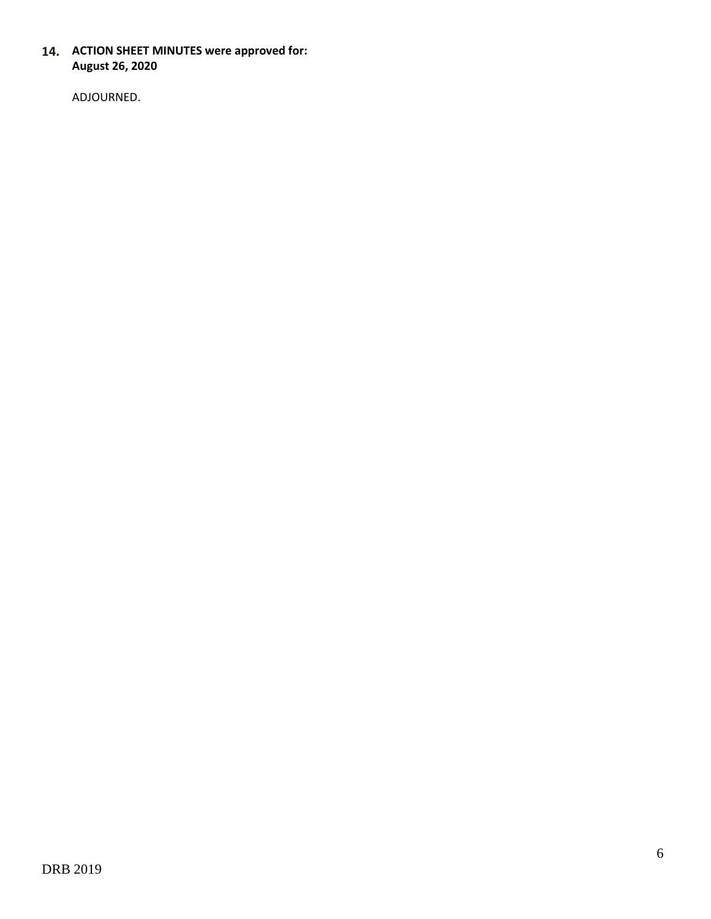**14. ACTION SHEET MINUTES were approved for: August 26, 2020**

ADJOURNED.